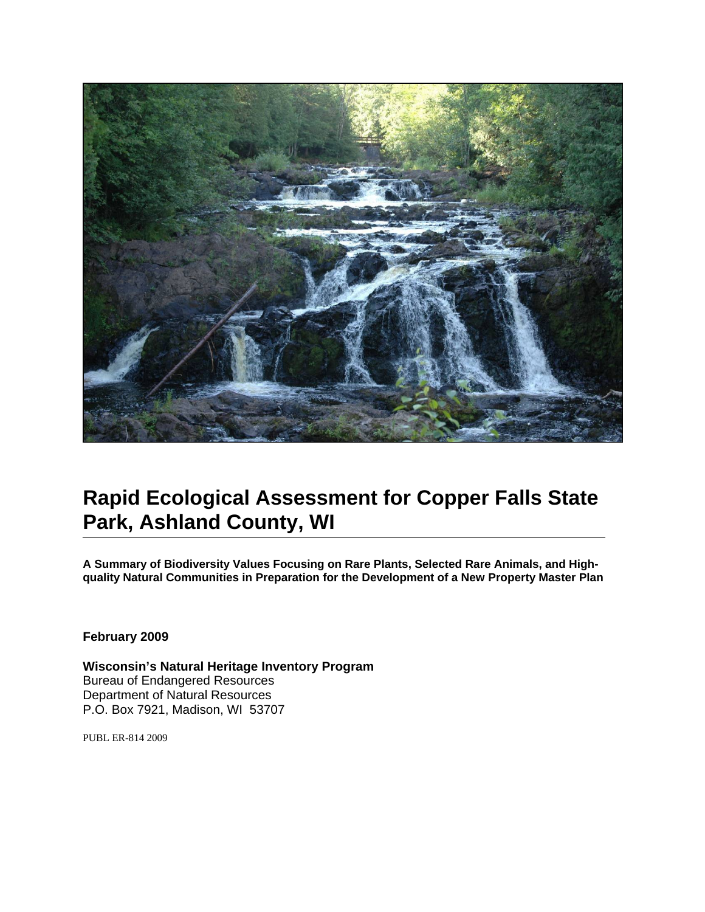# Rapid Ecological Assessment for Copper Falls State Park, Ashland County, WI

**A Summary of Biodiversity Values Focusing on Rare Plants, Selected Rare Animals, and High-quality Natural Communities in Preparation for the Development of a New Property Master Plan**

**February 2009**

**Wisconsin's Natural Heritage Inventory Program**
Bureau of Endangered Resources
Department of Natural Resources
P.O. Box 7921, Madison, WI 53707

PUBL ER-814 2009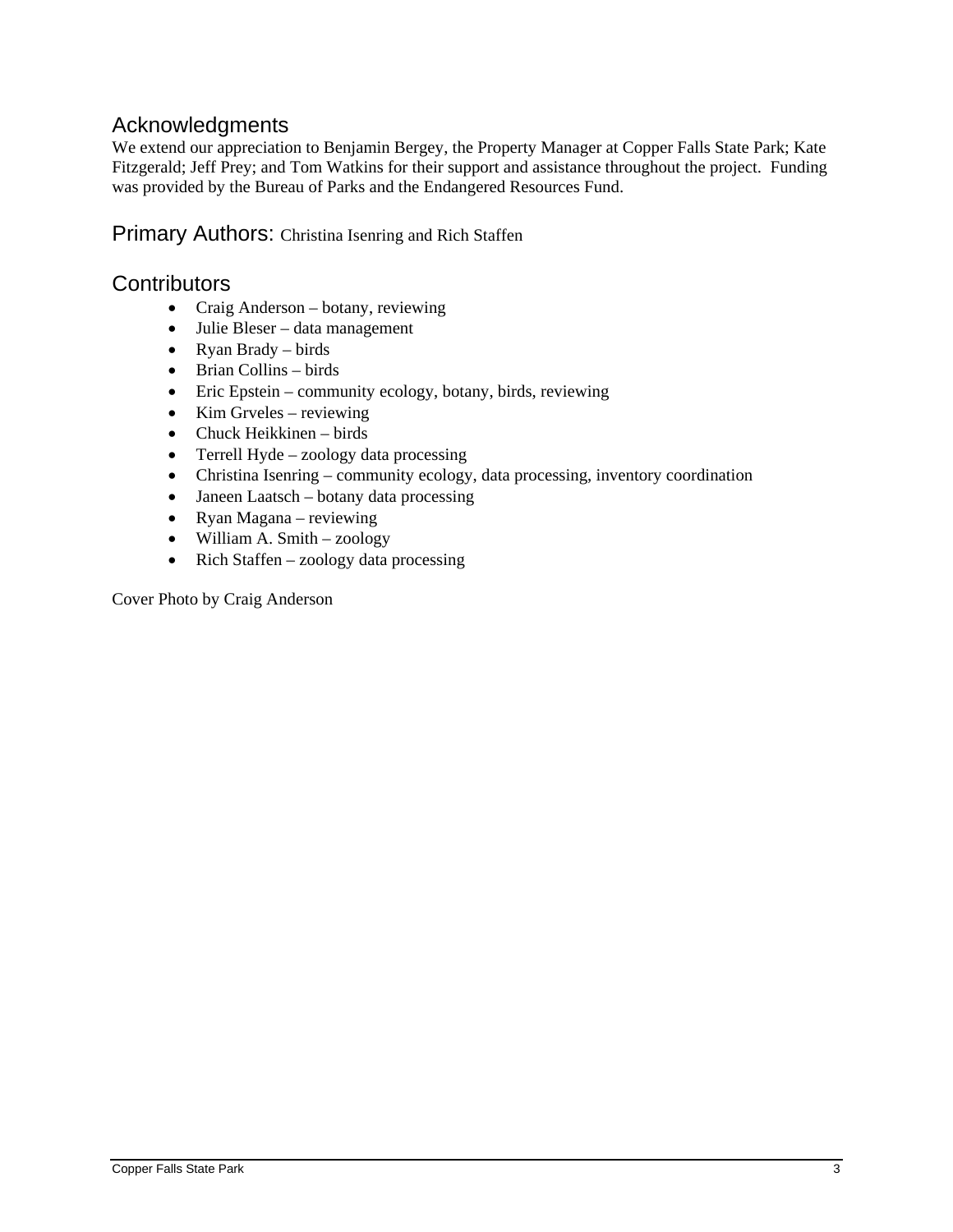## Acknowledgments

We extend our appreciation to Benjamin Bergey, the Property Manager at Copper Falls State Park; Kate Fitzgerald; Jeff Prey; and Tom Watkins for their support and assistance throughout the project. Funding was provided by the Bureau of Parks and the Endangered Resources Fund.

## Primary Authors: Christina Isenring and Rich Staffen

## Contributors

- Craig Anderson – botany, reviewing
- Julie Bleser – data management
- Ryan Brady – birds
- Brian Collins – birds
- Eric Epstein – community ecology, botany, birds, reviewing
- Kim Grveles – reviewing
- Chuck Heikkinen – birds
- Terrell Hyde – zoology data processing
- Christina Isenring – community ecology, data processing, inventory coordination
- Janeen Laatsch – botany data processing
- Ryan Magana – reviewing
- William A. Smith – zoology
- Rich Staffen – zoology data processing

Cover Photo by Craig Anderson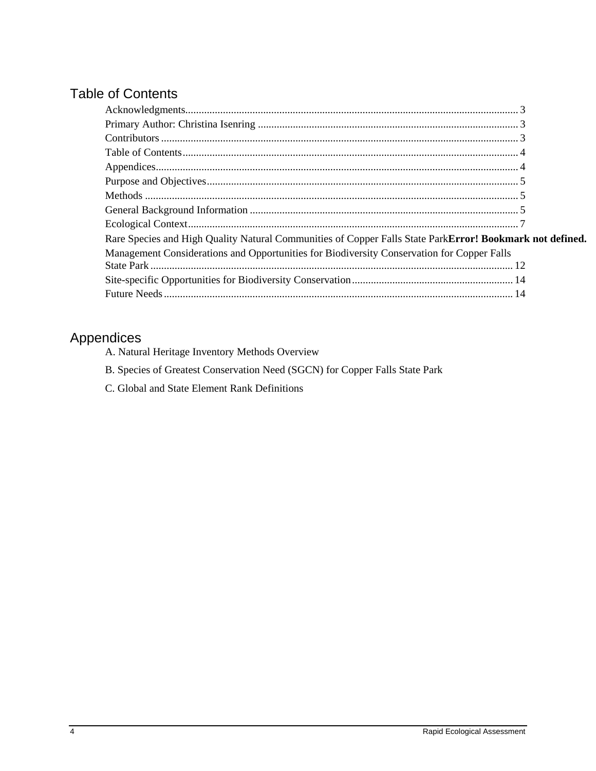# Table of Contents

Acknowledgments........................................................................................................................ 3
Primary Author: Christina Isenring ................................................................................................ 3
Contributors ................................................................................................................................ 3
Table of Contents......................................................................................................................... 4
Appendices.................................................................................................................................. 4
Purpose and Objectives................................................................................................................ 5
Methods ...................................................................................................................................... 5
General Background Information ................................................................................................. 5
Ecological Context....................................................................................................................... 7
Rare Species and High Quality Natural Communities of Copper Falls State Park**Error! Bookmark not defined.**
Management Considerations and Opportunities for Biodiversity Conservation for Copper Falls State Park ..................................................................................................................................... 12
Site-specific Opportunities for Biodiversity Conservation ........................................................... 14
Future Needs............................................................................................................................... 14

# Appendices

A. Natural Heritage Inventory Methods Overview

B. Species of Greatest Conservation Need (SGCN) for Copper Falls State Park

C. Global and State Element Rank Definitions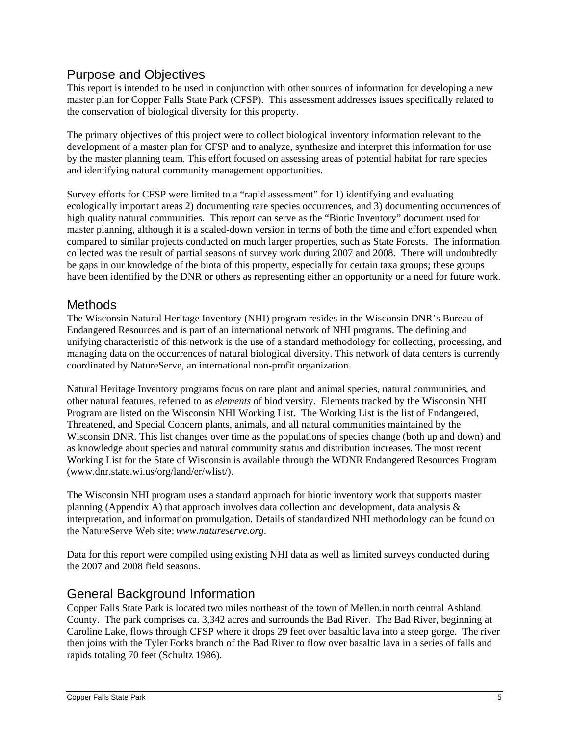## Purpose and Objectives

This report is intended to be used in conjunction with other sources of information for developing a new master plan for Copper Falls State Park (CFSP). This assessment addresses issues specifically related to the conservation of biological diversity for this property.

The primary objectives of this project were to collect biological inventory information relevant to the development of a master plan for CFSP and to analyze, synthesize and interpret this information for use by the master planning team. This effort focused on assessing areas of potential habitat for rare species and identifying natural community management opportunities.

Survey efforts for CFSP were limited to a "rapid assessment" for 1) identifying and evaluating ecologically important areas 2) documenting rare species occurrences, and 3) documenting occurrences of high quality natural communities. This report can serve as the "Biotic Inventory" document used for master planning, although it is a scaled-down version in terms of both the time and effort expended when compared to similar projects conducted on much larger properties, such as State Forests. The information collected was the result of partial seasons of survey work during 2007 and 2008. There will undoubtedly be gaps in our knowledge of the biota of this property, especially for certain taxa groups; these groups have been identified by the DNR or others as representing either an opportunity or a need for future work.

## Methods

The Wisconsin Natural Heritage Inventory (NHI) program resides in the Wisconsin DNR's Bureau of Endangered Resources and is part of an international network of NHI programs. The defining and unifying characteristic of this network is the use of a standard methodology for collecting, processing, and managing data on the occurrences of natural biological diversity. This network of data centers is currently coordinated by NatureServe, an international non-profit organization.

Natural Heritage Inventory programs focus on rare plant and animal species, natural communities, and other natural features, referred to as *elements* of biodiversity. Elements tracked by the Wisconsin NHI Program are listed on the Wisconsin NHI Working List. The Working List is the list of Endangered, Threatened, and Special Concern plants, animals, and all natural communities maintained by the Wisconsin DNR. This list changes over time as the populations of species change (both up and down) and as knowledge about species and natural community status and distribution increases. The most recent Working List for the State of Wisconsin is available through the WDNR Endangered Resources Program (www.dnr.state.wi.us/org/land/er/wlist/).

The Wisconsin NHI program uses a standard approach for biotic inventory work that supports master planning (Appendix A) that approach involves data collection and development, data analysis & interpretation, and information promulgation. Details of standardized NHI methodology can be found on the NatureServe Web site: *www.natureserve.org*.

Data for this report were compiled using existing NHI data as well as limited surveys conducted during the 2007 and 2008 field seasons.

## General Background Information

Copper Falls State Park is located two miles northeast of the town of Mellen.in north central Ashland County. The park comprises ca. 3,342 acres and surrounds the Bad River. The Bad River, beginning at Caroline Lake, flows through CFSP where it drops 29 feet over basaltic lava into a steep gorge. The river then joins with the Tyler Forks branch of the Bad River to flow over basaltic lava in a series of falls and rapids totaling 70 feet (Schultz 1986).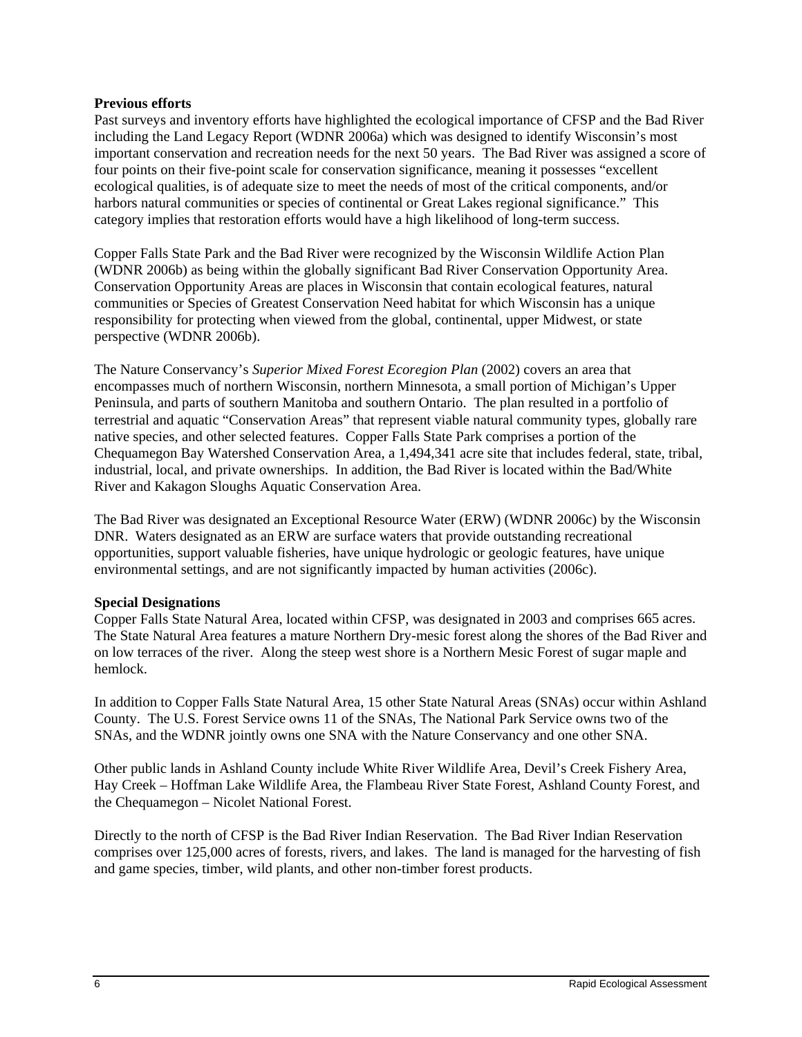**Previous efforts**

Past surveys and inventory efforts have highlighted the ecological importance of CFSP and the Bad River including the Land Legacy Report (WDNR 2006a) which was designed to identify Wisconsin's most important conservation and recreation needs for the next 50 years. The Bad River was assigned a score of four points on their five-point scale for conservation significance, meaning it possesses "excellent ecological qualities, is of adequate size to meet the needs of most of the critical components, and/or harbors natural communities or species of continental or Great Lakes regional significance." This category implies that restoration efforts would have a high likelihood of long-term success.

Copper Falls State Park and the Bad River were recognized by the Wisconsin Wildlife Action Plan (WDNR 2006b) as being within the globally significant Bad River Conservation Opportunity Area. Conservation Opportunity Areas are places in Wisconsin that contain ecological features, natural communities or Species of Greatest Conservation Need habitat for which Wisconsin has a unique responsibility for protecting when viewed from the global, continental, upper Midwest, or state perspective (WDNR 2006b).

The Nature Conservancy's *Superior Mixed Forest Ecoregion Plan* (2002) covers an area that encompasses much of northern Wisconsin, northern Minnesota, a small portion of Michigan's Upper Peninsula, and parts of southern Manitoba and southern Ontario. The plan resulted in a portfolio of terrestrial and aquatic "Conservation Areas" that represent viable natural community types, globally rare native species, and other selected features. Copper Falls State Park comprises a portion of the Chequamegon Bay Watershed Conservation Area, a 1,494,341 acre site that includes federal, state, tribal, industrial, local, and private ownerships. In addition, the Bad River is located within the Bad/White River and Kakagon Sloughs Aquatic Conservation Area.

The Bad River was designated an Exceptional Resource Water (ERW) (WDNR 2006c) by the Wisconsin DNR. Waters designated as an ERW are surface waters that provide outstanding recreational opportunities, support valuable fisheries, have unique hydrologic or geologic features, have unique environmental settings, and are not significantly impacted by human activities (2006c).

**Special Designations**

Copper Falls State Natural Area, located within CFSP, was designated in 2003 and comprises 665 acres. The State Natural Area features a mature Northern Dry-mesic forest along the shores of the Bad River and on low terraces of the river. Along the steep west shore is a Northern Mesic Forest of sugar maple and hemlock.

In addition to Copper Falls State Natural Area, 15 other State Natural Areas (SNAs) occur within Ashland County. The U.S. Forest Service owns 11 of the SNAs, The National Park Service owns two of the SNAs, and the WDNR jointly owns one SNA with the Nature Conservancy and one other SNA.

Other public lands in Ashland County include White River Wildlife Area, Devil's Creek Fishery Area, Hay Creek – Hoffman Lake Wildlife Area, the Flambeau River State Forest, Ashland County Forest, and the Chequamegon – Nicolet National Forest.

Directly to the north of CFSP is the Bad River Indian Reservation. The Bad River Indian Reservation comprises over 125,000 acres of forests, rivers, and lakes. The land is managed for the harvesting of fish and game species, timber, wild plants, and other non-timber forest products.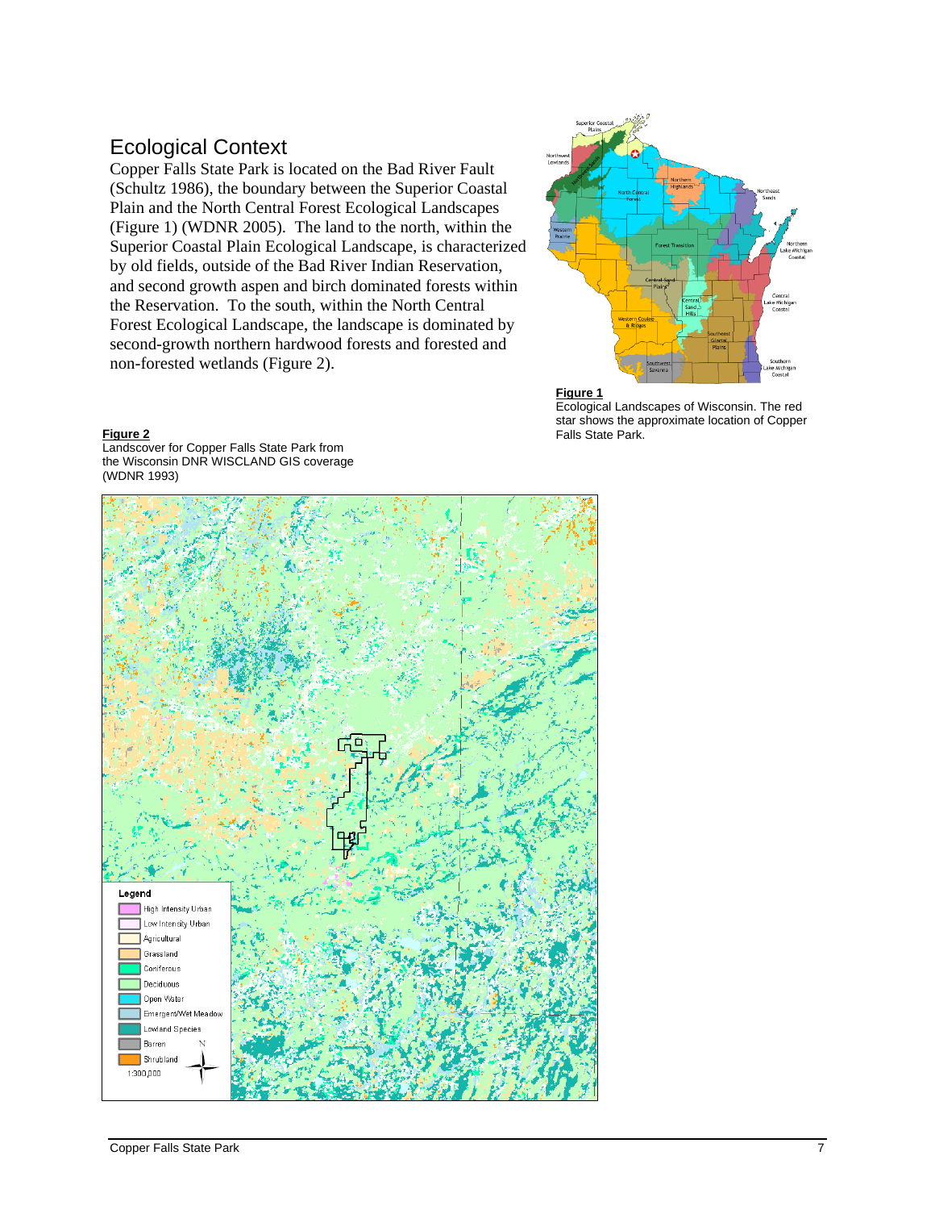## Ecological Context

Copper Falls State Park is located on the Bad River Fault (Schultz 1986), the boundary between the Superior Coastal Plain and the North Central Forest Ecological Landscapes (Figure 1) (WDNR 2005). The land to the north, within the Superior Coastal Plain Ecological Landscape, is characterized by old fields, outside of the Bad River Indian Reservation, and second growth aspen and birch dominated forests within the Reservation. To the south, within the North Central Forest Ecological Landscape, the landscape is dominated by second-growth northern hardwood forests and forested and non-forested wetlands (Figure 2).

**Figure 1**
Ecological Landscapes of Wisconsin. The red star shows the approximate location of Copper Falls State Park.

**Figure 2**
Landscover for Copper Falls State Park from the Wisconsin DNR WISCLAND GIS coverage (WDNR 1993)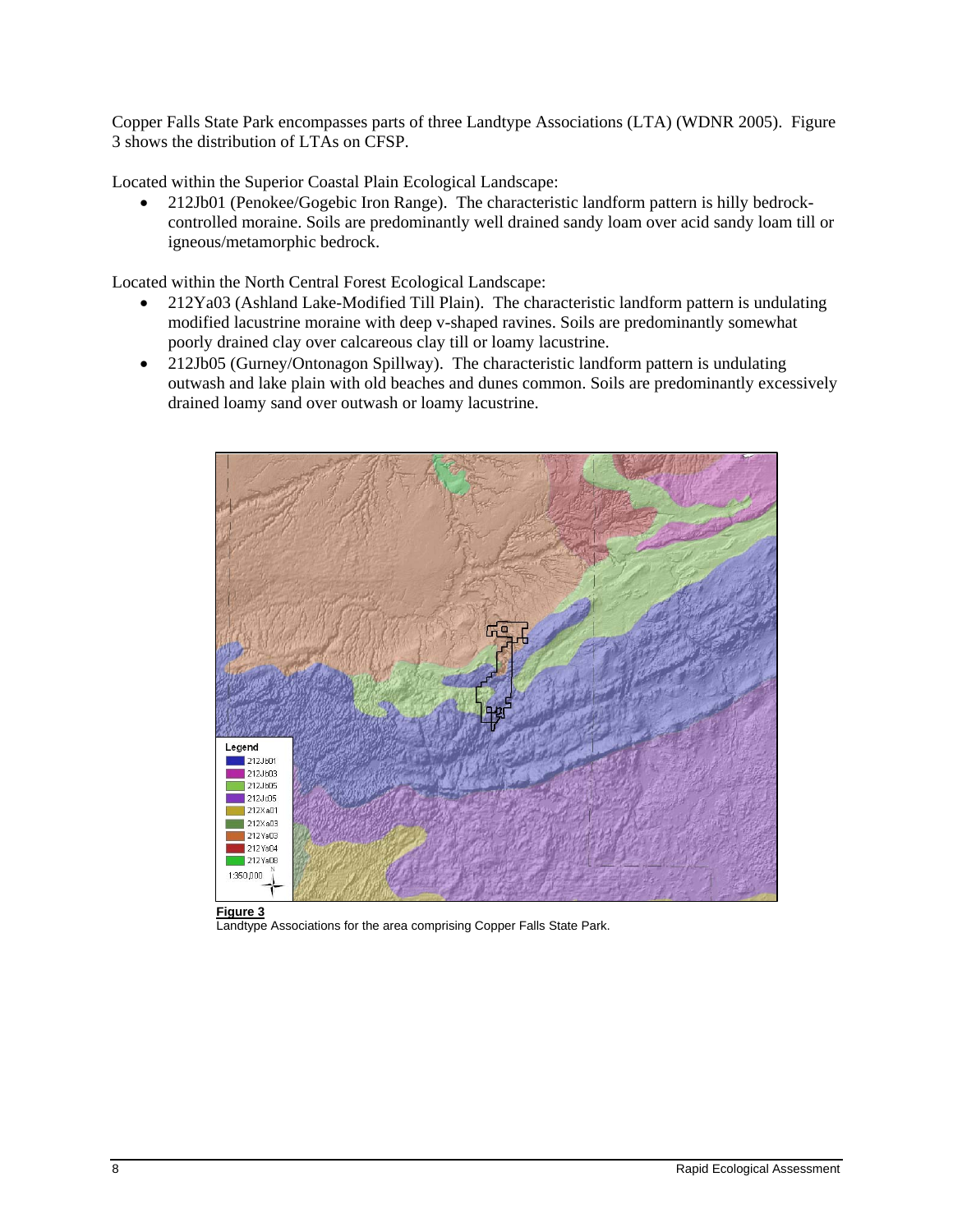Copper Falls State Park encompasses parts of three Landtype Associations (LTA) (WDNR 2005). Figure 3 shows the distribution of LTAs on CFSP.

Located within the Superior Coastal Plain Ecological Landscape:

- 212Jb01 (Penokee/Gogebic Iron Range). The characteristic landform pattern is hilly bedrock-controlled moraine. Soils are predominantly well drained sandy loam over acid sandy loam till or igneous/metamorphic bedrock.

Located within the North Central Forest Ecological Landscape:

- 212Ya03 (Ashland Lake-Modified Till Plain). The characteristic landform pattern is undulating modified lacustrine moraine with deep v-shaped ravines. Soils are predominantly somewhat poorly drained clay over calcareous clay till or loamy lacustrine.
- 212Jb05 (Gurney/Ontonagon Spillway). The characteristic landform pattern is undulating outwash and lake plain with old beaches and dunes common. Soils are predominantly excessively drained loamy sand over outwash or loamy lacustrine.

**Figure 3**
Landtype Associations for the area comprising Copper Falls State Park.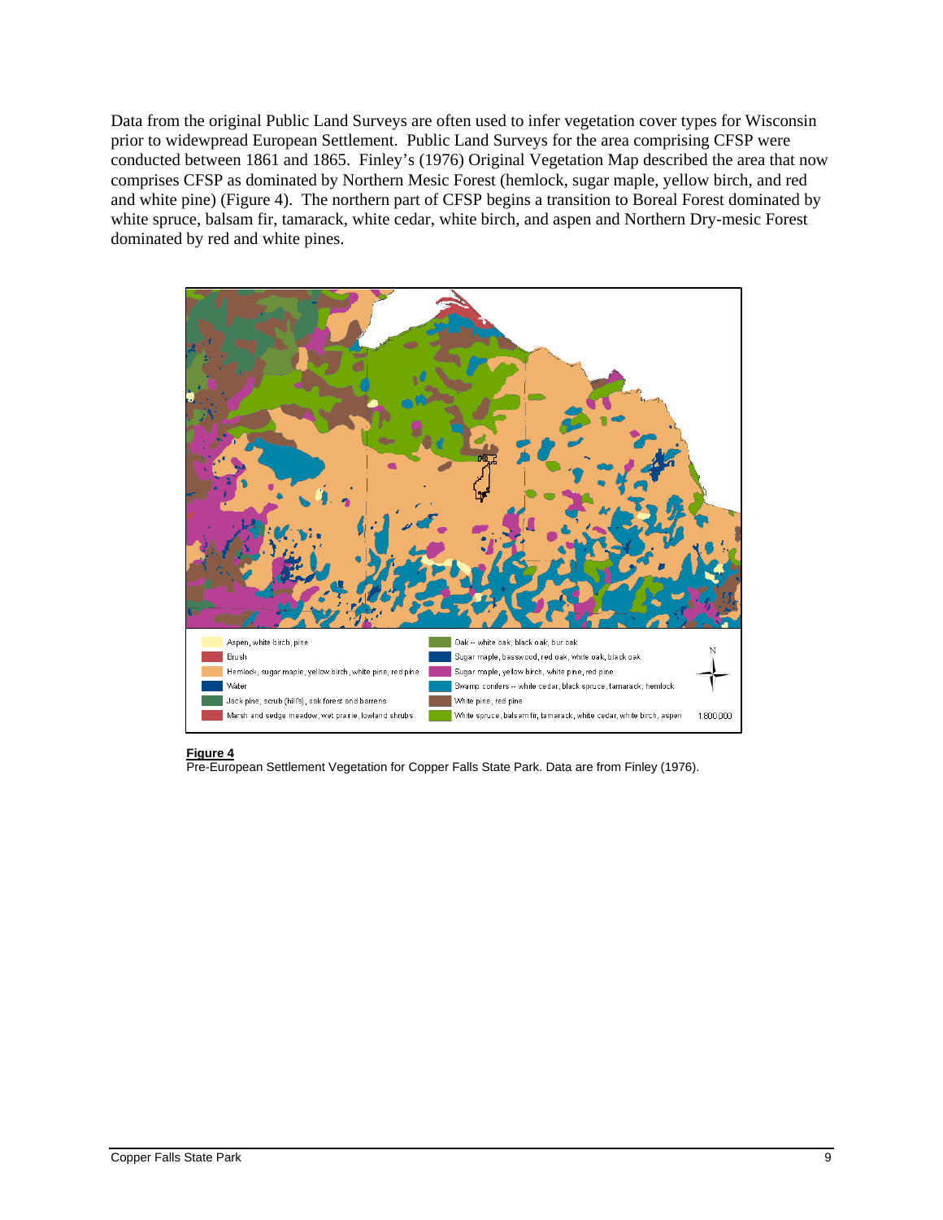Data from the original Public Land Surveys are often used to infer vegetation cover types for Wisconsin prior to widewpread European Settlement. Public Land Surveys for the area comprising CFSP were conducted between 1861 and 1865. Finley's (1976) Original Vegetation Map described the area that now comprises CFSP as dominated by Northern Mesic Forest (hemlock, sugar maple, yellow birch, and red and white pine) (Figure 4). The northern part of CFSP begins a transition to Boreal Forest dominated by white spruce, balsam fir, tamarack, white cedar, white birch, and aspen and Northern Dry-mesic Forest dominated by red and white pines.

Aspen, white birch, pine
Brush
Hemlock, sugar maple, yellow birch, white pine, red pine
Water
Jack pine, scrub (hill's), oak forest and barrens
Marsh and sedge meadow, wet prairie, lowland shrubs
Oak -- white oak, black oak, bur oak
Sugar maple, basswood, red oak, white oak, black oak
Sugar maple, yellow birch, white pine, red pine
Swamp conifers -- white cedar, black spruce, tamarack, hemlock
White pine, red pine
White spruce, balsam fir, tamarack, white cedar, white birch, aspen

N

1:800,000

**Figure 4**
Pre-European Settlement Vegetation for Copper Falls State Park. Data are from Finley (1976).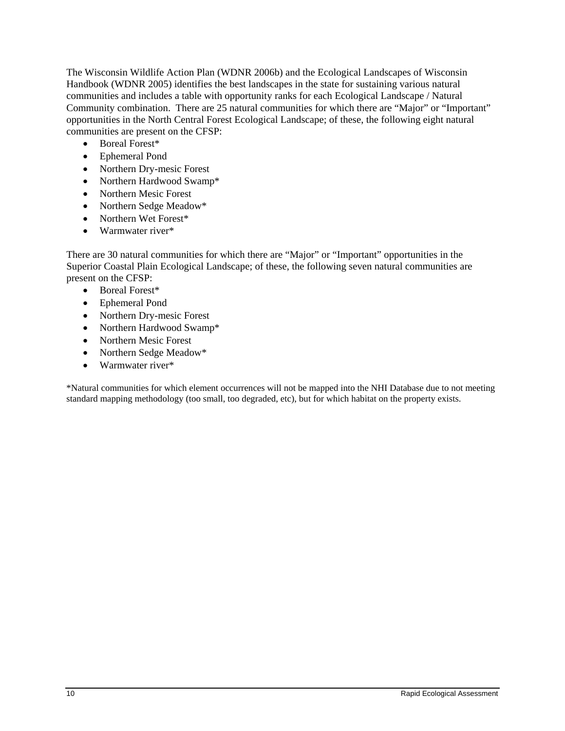The Wisconsin Wildlife Action Plan (WDNR 2006b) and the Ecological Landscapes of Wisconsin Handbook (WDNR 2005) identifies the best landscapes in the state for sustaining various natural communities and includes a table with opportunity ranks for each Ecological Landscape / Natural Community combination. There are 25 natural communities for which there are "Major" or "Important" opportunities in the North Central Forest Ecological Landscape; of these, the following eight natural communities are present on the CFSP:

- Boreal Forest*
- Ephemeral Pond
- Northern Dry-mesic Forest
- Northern Hardwood Swamp*
- Northern Mesic Forest
- Northern Sedge Meadow*
- Northern Wet Forest*
- Warmwater river*

There are 30 natural communities for which there are "Major" or "Important" opportunities in the Superior Coastal Plain Ecological Landscape; of these, the following seven natural communities are present on the CFSP:

- Boreal Forest*
- Ephemeral Pond
- Northern Dry-mesic Forest
- Northern Hardwood Swamp*
- Northern Mesic Forest
- Northern Sedge Meadow*
- Warmwater river*

*Natural communities for which element occurrences will not be mapped into the NHI Database due to not meeting standard mapping methodology (too small, too degraded, etc), but for which habitat on the property exists.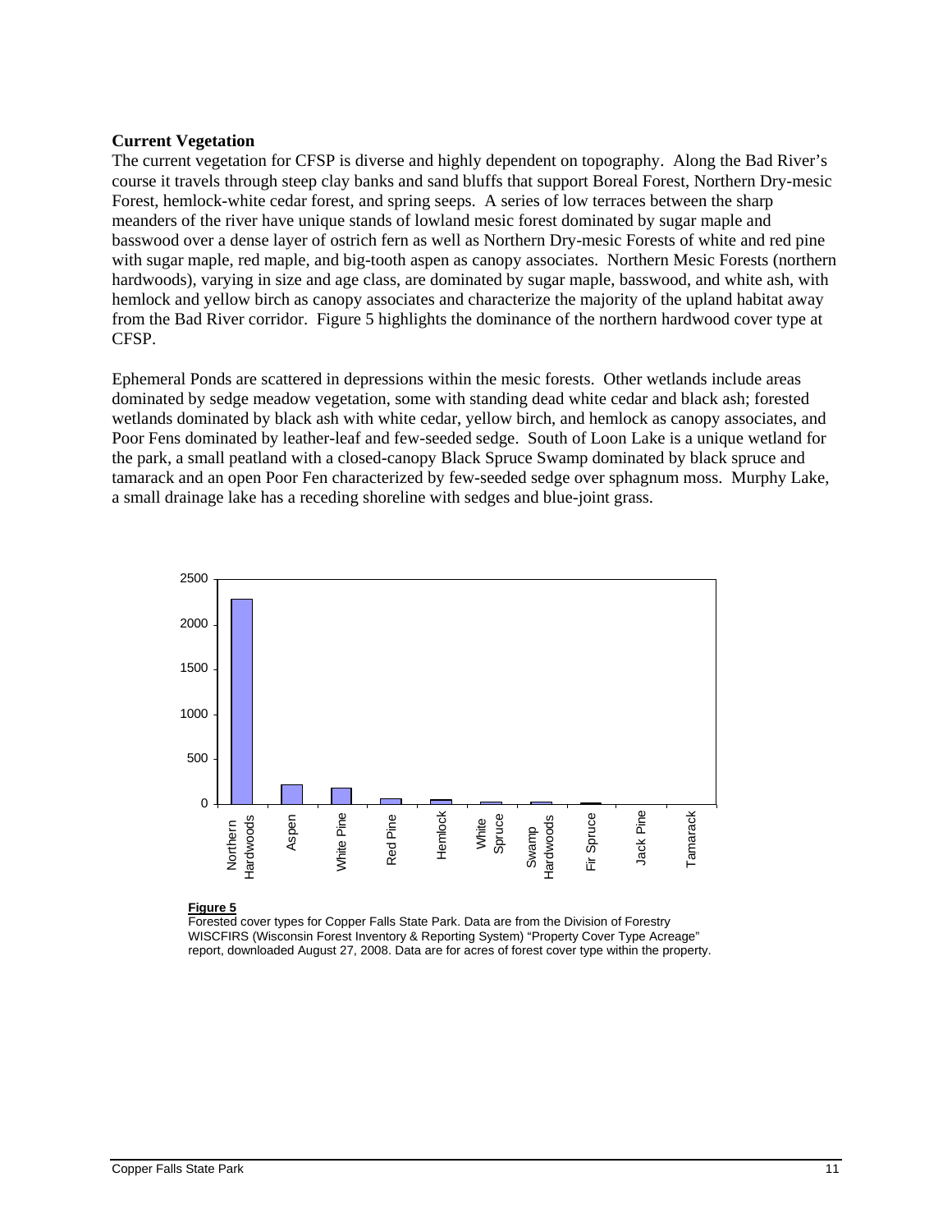### Current Vegetation

The current vegetation for CFSP is diverse and highly dependent on topography. Along the Bad River's course it travels through steep clay banks and sand bluffs that support Boreal Forest, Northern Dry-mesic Forest, hemlock-white cedar forest, and spring seeps. A series of low terraces between the sharp meanders of the river have unique stands of lowland mesic forest dominated by sugar maple and basswood over a dense layer of ostrich fern as well as Northern Dry-mesic Forests of white and red pine with sugar maple, red maple, and big-tooth aspen as canopy associates. Northern Mesic Forests (northern hardwoods), varying in size and age class, are dominated by sugar maple, basswood, and white ash, with hemlock and yellow birch as canopy associates and characterize the majority of the upland habitat away from the Bad River corridor. Figure 5 highlights the dominance of the northern hardwood cover type at CFSP.

Ephemeral Ponds are scattered in depressions within the mesic forests. Other wetlands include areas dominated by sedge meadow vegetation, some with standing dead white cedar and black ash; forested wetlands dominated by black ash with white cedar, yellow birch, and hemlock as canopy associates, and Poor Fens dominated by leather-leaf and few-seeded sedge. South of Loon Lake is a unique wetland for the park, a small peatland with a closed-canopy Black Spruce Swamp dominated by black spruce and tamarack and an open Poor Fen characterized by few-seeded sedge over sphagnum moss. Murphy Lake, a small drainage lake has a receding shoreline with sedges and blue-joint grass.

**Figure 5**

Forested cover types for Copper Falls State Park. Data are from the Division of Forestry WISCFIRS (Wisconsin Forest Inventory & Reporting System) "Property Cover Type Acreage" report, downloaded August 27, 2008. Data are for acres of forest cover type within the property.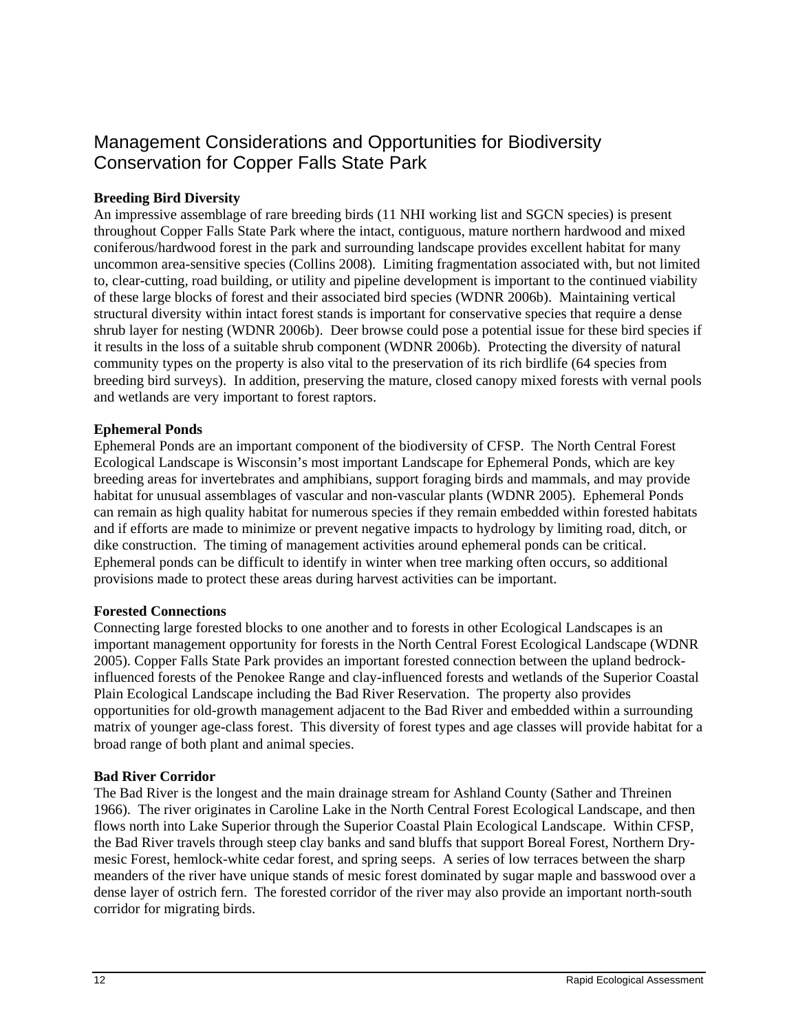# Management Considerations and Opportunities for Biodiversity Conservation for Copper Falls State Park

**Breeding Bird Diversity**

An impressive assemblage of rare breeding birds (11 NHI working list and SGCN species) is present throughout Copper Falls State Park where the intact, contiguous, mature northern hardwood and mixed coniferous/hardwood forest in the park and surrounding landscape provides excellent habitat for many uncommon area-sensitive species (Collins 2008). Limiting fragmentation associated with, but not limited to, clear-cutting, road building, or utility and pipeline development is important to the continued viability of these large blocks of forest and their associated bird species (WDNR 2006b). Maintaining vertical structural diversity within intact forest stands is important for conservative species that require a dense shrub layer for nesting (WDNR 2006b). Deer browse could pose a potential issue for these bird species if it results in the loss of a suitable shrub component (WDNR 2006b). Protecting the diversity of natural community types on the property is also vital to the preservation of its rich birdlife (64 species from breeding bird surveys). In addition, preserving the mature, closed canopy mixed forests with vernal pools and wetlands are very important to forest raptors.

**Ephemeral Ponds**

Ephemeral Ponds are an important component of the biodiversity of CFSP. The North Central Forest Ecological Landscape is Wisconsin's most important Landscape for Ephemeral Ponds, which are key breeding areas for invertebrates and amphibians, support foraging birds and mammals, and may provide habitat for unusual assemblages of vascular and non-vascular plants (WDNR 2005). Ephemeral Ponds can remain as high quality habitat for numerous species if they remain embedded within forested habitats and if efforts are made to minimize or prevent negative impacts to hydrology by limiting road, ditch, or dike construction. The timing of management activities around ephemeral ponds can be critical. Ephemeral ponds can be difficult to identify in winter when tree marking often occurs, so additional provisions made to protect these areas during harvest activities can be important.

**Forested Connections**

Connecting large forested blocks to one another and to forests in other Ecological Landscapes is an important management opportunity for forests in the North Central Forest Ecological Landscape (WDNR 2005). Copper Falls State Park provides an important forested connection between the upland bedrock-influenced forests of the Penokee Range and clay-influenced forests and wetlands of the Superior Coastal Plain Ecological Landscape including the Bad River Reservation. The property also provides opportunities for old-growth management adjacent to the Bad River and embedded within a surrounding matrix of younger age-class forest. This diversity of forest types and age classes will provide habitat for a broad range of both plant and animal species.

**Bad River Corridor**

The Bad River is the longest and the main drainage stream for Ashland County (Sather and Threinen 1966). The river originates in Caroline Lake in the North Central Forest Ecological Landscape, and then flows north into Lake Superior through the Superior Coastal Plain Ecological Landscape. Within CFSP, the Bad River travels through steep clay banks and sand bluffs that support Boreal Forest, Northern Dry-mesic Forest, hemlock-white cedar forest, and spring seeps. A series of low terraces between the sharp meanders of the river have unique stands of mesic forest dominated by sugar maple and basswood over a dense layer of ostrich fern. The forested corridor of the river may also provide an important north-south corridor for migrating birds.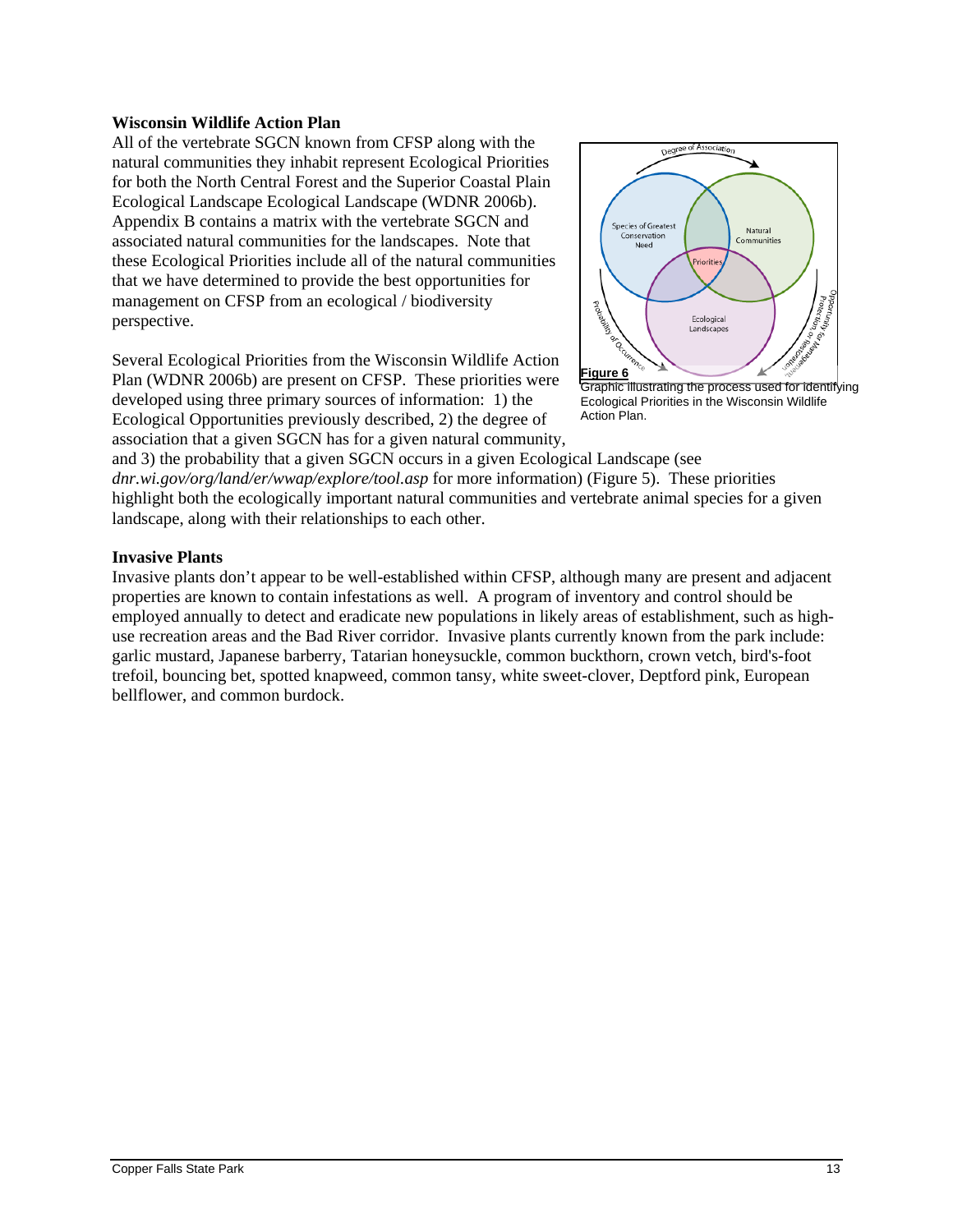**Wisconsin Wildlife Action Plan**

All of the vertebrate SGCN known from CFSP along with the natural communities they inhabit represent Ecological Priorities for both the North Central Forest and the Superior Coastal Plain Ecological Landscape Ecological Landscape (WDNR 2006b). Appendix B contains a matrix with the vertebrate SGCN and associated natural communities for the landscapes. Note that these Ecological Priorities include all of the natural communities that we have determined to provide the best opportunities for management on CFSP from an ecological / biodiversity perspective.

Several Ecological Priorities from the Wisconsin Wildlife Action Plan (WDNR 2006b) are present on CFSP. These priorities were developed using three primary sources of information: 1) the Ecological Opportunities previously described, 2) the degree of association that a given SGCN has for a given natural community, and 3) the probability that a given SGCN occurs in a given Ecological Landscape (see *dnr.wi.gov/org/land/er/wwap/explore/tool.asp* for more information) (Figure 5). These priorities highlight both the ecologically important natural communities and vertebrate animal species for a given landscape, along with their relationships to each other.

**Figure 6**
Graphic illustrating the process used for identifying Ecological Priorities in the Wisconsin Wildlife Action Plan.

**Invasive Plants**

Invasive plants don't appear to be well-established within CFSP, although many are present and adjacent properties are known to contain infestations as well. A program of inventory and control should be employed annually to detect and eradicate new populations in likely areas of establishment, such as high-use recreation areas and the Bad River corridor. Invasive plants currently known from the park include: garlic mustard, Japanese barberry, Tatarian honeysuckle, common buckthorn, crown vetch, bird's-foot trefoil, bouncing bet, spotted knapweed, common tansy, white sweet-clover, Deptford pink, European bellflower, and common burdock.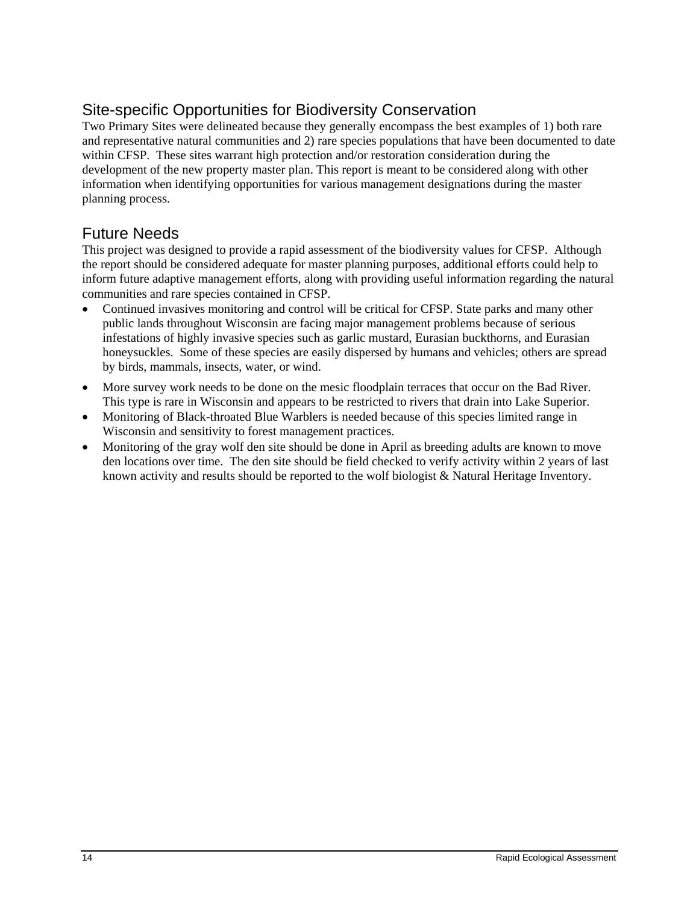## Site-specific Opportunities for Biodiversity Conservation

Two Primary Sites were delineated because they generally encompass the best examples of 1) both rare and representative natural communities and 2) rare species populations that have been documented to date within CFSP. These sites warrant high protection and/or restoration consideration during the development of the new property master plan. This report is meant to be considered along with other information when identifying opportunities for various management designations during the master planning process.

## Future Needs

This project was designed to provide a rapid assessment of the biodiversity values for CFSP. Although the report should be considered adequate for master planning purposes, additional efforts could help to inform future adaptive management efforts, along with providing useful information regarding the natural communities and rare species contained in CFSP.

- Continued invasives monitoring and control will be critical for CFSP. State parks and many other public lands throughout Wisconsin are facing major management problems because of serious infestations of highly invasive species such as garlic mustard, Eurasian buckthorns, and Eurasian honeysuckles. Some of these species are easily dispersed by humans and vehicles; others are spread by birds, mammals, insects, water, or wind.
- More survey work needs to be done on the mesic floodplain terraces that occur on the Bad River. This type is rare in Wisconsin and appears to be restricted to rivers that drain into Lake Superior.
- Monitoring of Black-throated Blue Warblers is needed because of this species limited range in Wisconsin and sensitivity to forest management practices.
- Monitoring of the gray wolf den site should be done in April as breeding adults are known to move den locations over time. The den site should be field checked to verify activity within 2 years of last known activity and results should be reported to the wolf biologist & Natural Heritage Inventory.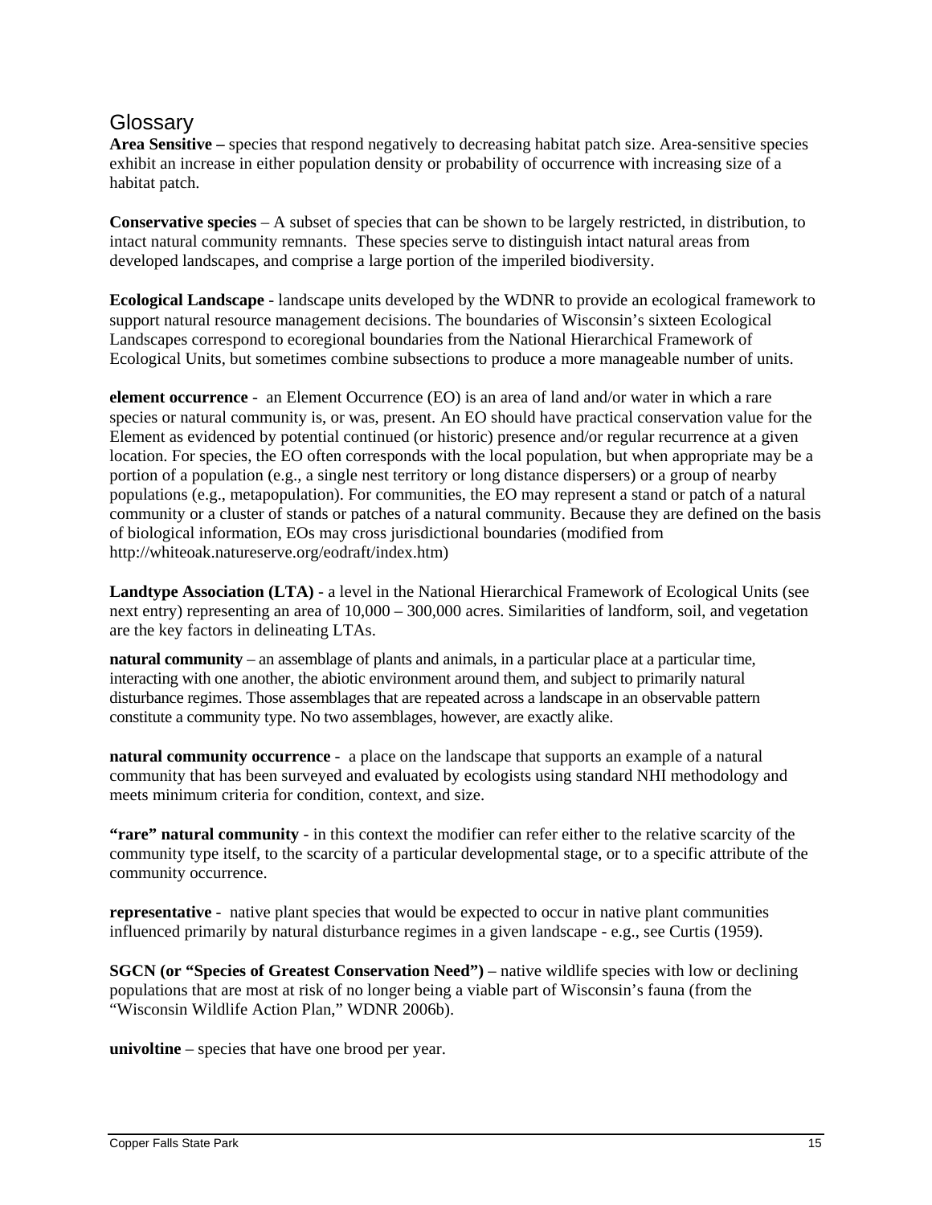## Glossary

**Area Sensitive –** species that respond negatively to decreasing habitat patch size. Area-sensitive species exhibit an increase in either population density or probability of occurrence with increasing size of a habitat patch.

**Conservative species** – A subset of species that can be shown to be largely restricted, in distribution, to intact natural community remnants. These species serve to distinguish intact natural areas from developed landscapes, and comprise a large portion of the imperiled biodiversity.

**Ecological Landscape** - landscape units developed by the WDNR to provide an ecological framework to support natural resource management decisions. The boundaries of Wisconsin's sixteen Ecological Landscapes correspond to ecoregional boundaries from the National Hierarchical Framework of Ecological Units, but sometimes combine subsections to produce a more manageable number of units.

**element occurrence** - an Element Occurrence (EO) is an area of land and/or water in which a rare species or natural community is, or was, present. An EO should have practical conservation value for the Element as evidenced by potential continued (or historic) presence and/or regular recurrence at a given location. For species, the EO often corresponds with the local population, but when appropriate may be a portion of a population (e.g., a single nest territory or long distance dispersers) or a group of nearby populations (e.g., metapopulation). For communities, the EO may represent a stand or patch of a natural community or a cluster of stands or patches of a natural community. Because they are defined on the basis of biological information, EOs may cross jurisdictional boundaries (modified from http://whiteoak.natureserve.org/eodraft/index.htm)

**Landtype Association (LTA)** - a level in the National Hierarchical Framework of Ecological Units (see next entry) representing an area of 10,000 – 300,000 acres. Similarities of landform, soil, and vegetation are the key factors in delineating LTAs.

**natural community** – an assemblage of plants and animals, in a particular place at a particular time, interacting with one another, the abiotic environment around them, and subject to primarily natural disturbance regimes. Those assemblages that are repeated across a landscape in an observable pattern constitute a community type. No two assemblages, however, are exactly alike.

**natural community occurrence** - a place on the landscape that supports an example of a natural community that has been surveyed and evaluated by ecologists using standard NHI methodology and meets minimum criteria for condition, context, and size.

**"rare" natural community** - in this context the modifier can refer either to the relative scarcity of the community type itself, to the scarcity of a particular developmental stage, or to a specific attribute of the community occurrence.

**representative** - native plant species that would be expected to occur in native plant communities influenced primarily by natural disturbance regimes in a given landscape - e.g., see Curtis (1959).

**SGCN (or "Species of Greatest Conservation Need")** – native wildlife species with low or declining populations that are most at risk of no longer being a viable part of Wisconsin's fauna (from the "Wisconsin Wildlife Action Plan," WDNR 2006b).

**univoltine** – species that have one brood per year.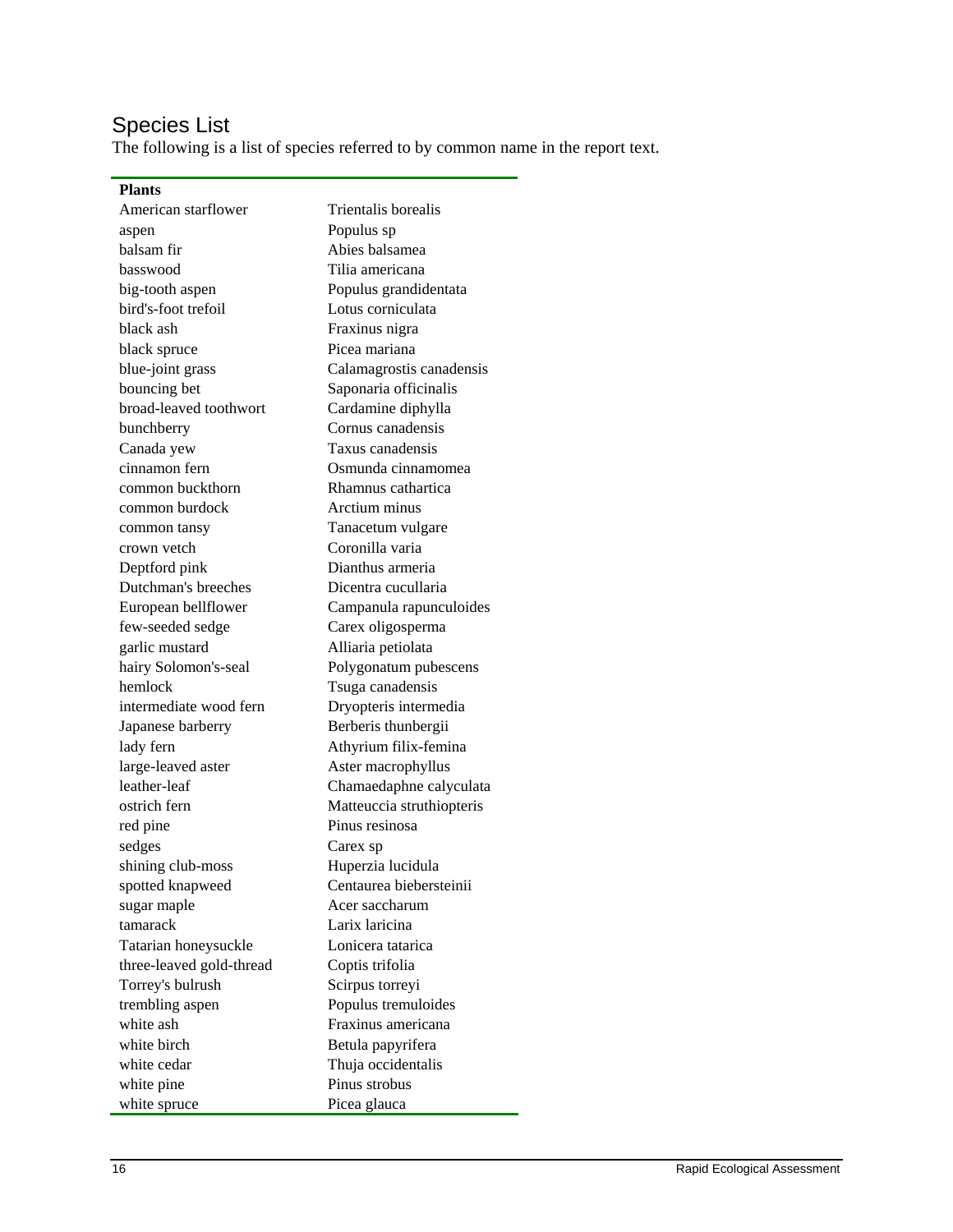## Species List

The following is a list of species referred to by common name in the report text.

| Plants | |
|---|---|
| American starflower | Trientalis borealis |
| aspen | Populus sp |
| balsam fir | Abies balsamea |
| basswood | Tilia americana |
| big-tooth aspen | Populus grandidentata |
| bird's-foot trefoil | Lotus corniculata |
| black ash | Fraxinus nigra |
| black spruce | Picea mariana |
| blue-joint grass | Calamagrostis canadensis |
| bouncing bet | Saponaria officinalis |
| broad-leaved toothwort | Cardamine diphylla |
| bunchberry | Cornus canadensis |
| Canada yew | Taxus canadensis |
| cinnamon fern | Osmunda cinnamomea |
| common buckthorn | Rhamnus cathartica |
| common burdock | Arctium minus |
| common tansy | Tanacetum vulgare |
| crown vetch | Coronilla varia |
| Deptford pink | Dianthus armeria |
| Dutchman's breeches | Dicentra cucullaria |
| European bellflower | Campanula rapunculoides |
| few-seeded sedge | Carex oligosperma |
| garlic mustard | Alliaria petiolata |
| hairy Solomon's-seal | Polygonatum pubescens |
| hemlock | Tsuga canadensis |
| intermediate wood fern | Dryopteris intermedia |
| Japanese barberry | Berberis thunbergii |
| lady fern | Athyrium filix-femina |
| large-leaved aster | Aster macrophyllus |
| leather-leaf | Chamaedaphne calyculata |
| ostrich fern | Matteuccia struthiopteris |
| red pine | Pinus resinosa |
| sedges | Carex sp |
| shining club-moss | Huperzia lucidula |
| spotted knapweed | Centaurea biebersteinii |
| sugar maple | Acer saccharum |
| tamarack | Larix laricina |
| Tatarian honeysuckle | Lonicera tatarica |
| three-leaved gold-thread | Coptis trifolia |
| Torrey's bulrush | Scirpus torreyi |
| trembling aspen | Populus tremuloides |
| white ash | Fraxinus americana |
| white birch | Betula papyrifera |
| white cedar | Thuja occidentalis |
| white pine | Pinus strobus |
| white spruce | Picea glauca |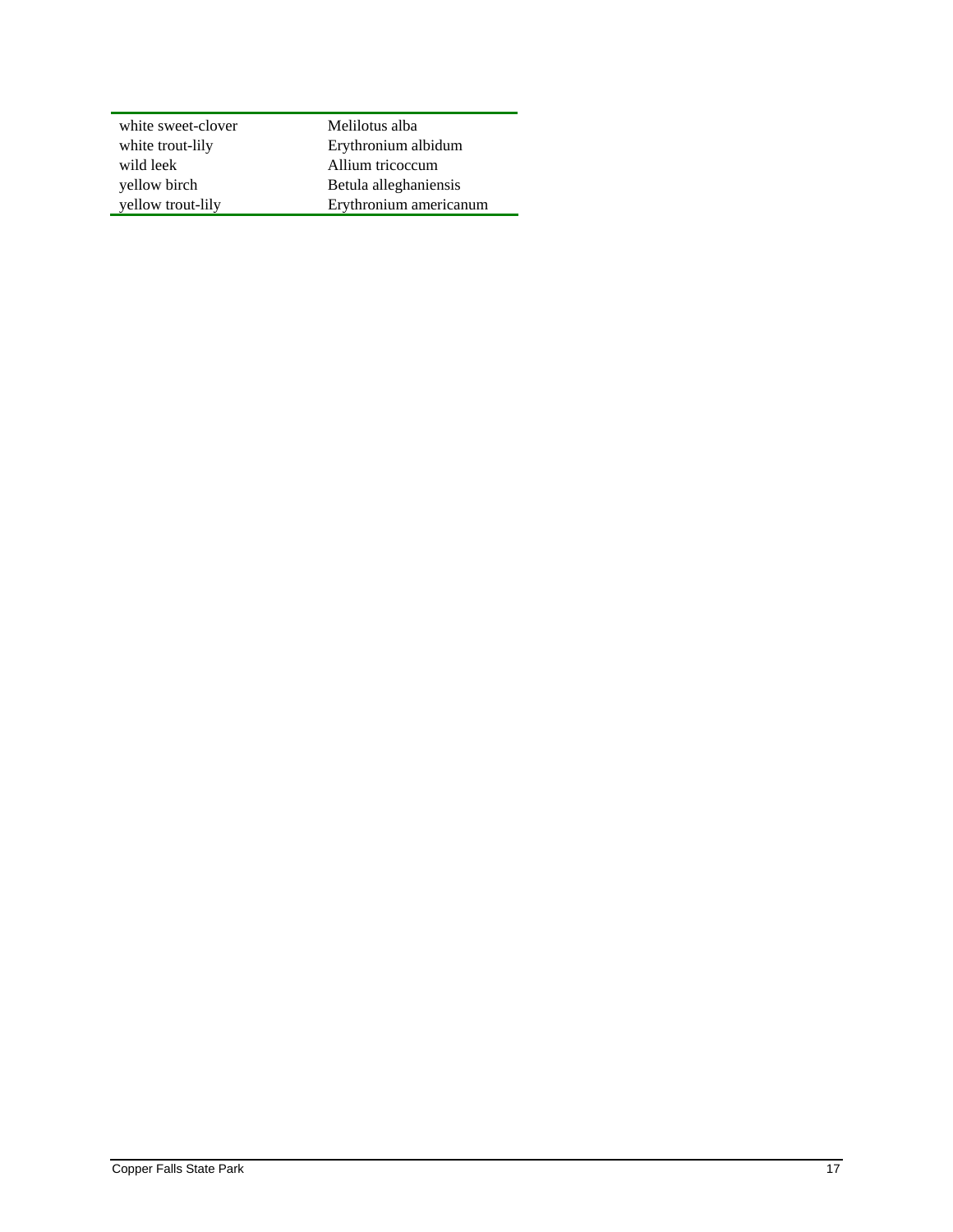| | |
|---|---|
| white sweet-clover | Melilotus alba |
| white trout-lily | Erythronium albidum |
| wild leek | Allium tricoccum |
| yellow birch | Betula alleghaniensis |
| yellow trout-lily | Erythronium americanum |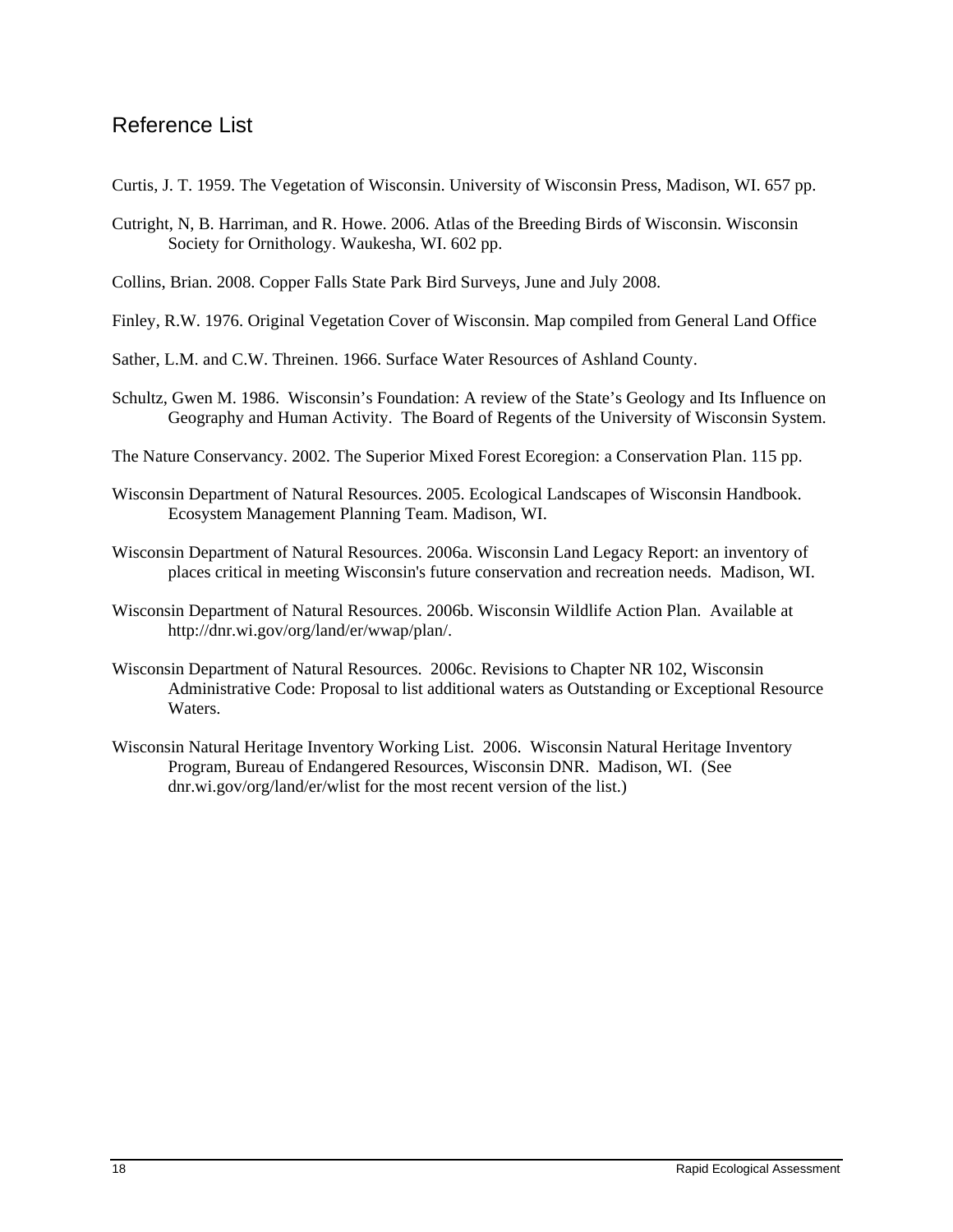## Reference List

Curtis, J. T. 1959. The Vegetation of Wisconsin. University of Wisconsin Press, Madison, WI. 657 pp.

Cutright, N, B. Harriman, and R. Howe. 2006. Atlas of the Breeding Birds of Wisconsin. Wisconsin Society for Ornithology. Waukesha, WI. 602 pp.

Collins, Brian. 2008. Copper Falls State Park Bird Surveys, June and July 2008.

Finley, R.W. 1976. Original Vegetation Cover of Wisconsin. Map compiled from General Land Office

Sather, L.M. and C.W. Threinen. 1966. Surface Water Resources of Ashland County.

Schultz, Gwen M. 1986. Wisconsin's Foundation: A review of the State's Geology and Its Influence on Geography and Human Activity. The Board of Regents of the University of Wisconsin System.

The Nature Conservancy. 2002. The Superior Mixed Forest Ecoregion: a Conservation Plan. 115 pp.

Wisconsin Department of Natural Resources. 2005. Ecological Landscapes of Wisconsin Handbook. Ecosystem Management Planning Team. Madison, WI.

Wisconsin Department of Natural Resources. 2006a. Wisconsin Land Legacy Report: an inventory of places critical in meeting Wisconsin's future conservation and recreation needs. Madison, WI.

Wisconsin Department of Natural Resources. 2006b. Wisconsin Wildlife Action Plan. Available at http://dnr.wi.gov/org/land/er/wwap/plan/.

Wisconsin Department of Natural Resources. 2006c. Revisions to Chapter NR 102, Wisconsin Administrative Code: Proposal to list additional waters as Outstanding or Exceptional Resource Waters.

Wisconsin Natural Heritage Inventory Working List. 2006. Wisconsin Natural Heritage Inventory Program, Bureau of Endangered Resources, Wisconsin DNR. Madison, WI. (See dnr.wi.gov/org/land/er/wlist for the most recent version of the list.)